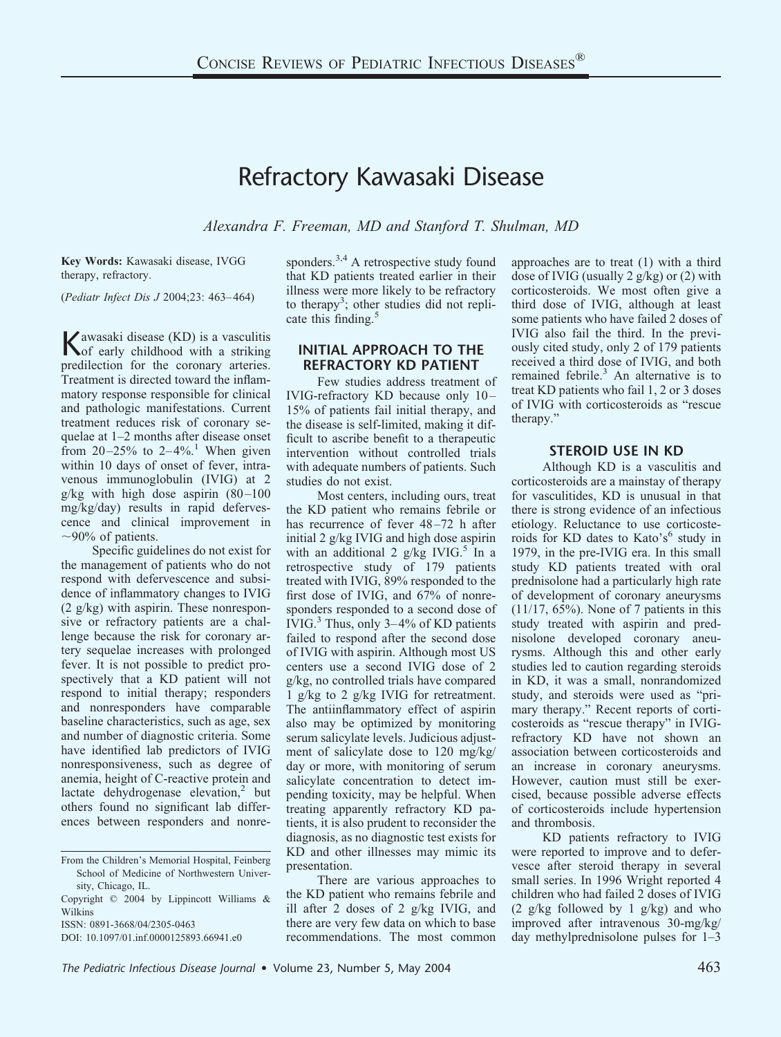# Refractory Kawasaki Disease

*Alexandra F. Freeman, MD and Stanford T. Shulman, MD*

**Key Words:** Kawasaki disease, IVGG therapy, refractory.

(*Pediatr Infect Dis J* 2004;23: 463–464)

Kawasaki disease (KD) is a vasculitis of early childhood with a striking predilection for the coronary arteries. Treatment is directed toward the inflammatory response responsible for clinical and pathologic manifestations. Current treatment reduces risk of coronary sequelae at 1–2 months after disease onset from 20–25% to 2–4%.[1] When given within 10 days of onset of fever, intravenous immunoglobulin (IVIG) at 2 g/kg with high dose aspirin (80–100 mg/kg/day) results in rapid defervescence and clinical improvement in ~90% of patients.

Specific guidelines do not exist for the management of patients who do not respond with defervescence and subsidence of inflammatory changes to IVIG (2 g/kg) with aspirin. These nonresponsive or refractory patients are a challenge because the risk for coronary artery sequelae increases with prolonged fever. It is not possible to predict prospectively that a KD patient will not respond to initial therapy; responders and nonresponders have comparable baseline characteristics, such as age, sex and number of diagnostic criteria. Some have identified lab predictors of IVIG nonresponsiveness, such as degree of anemia, height of C-reactive protein and lactate dehydrogenase elevation,[2] but others found no significant lab differences between responders and nonresponders.[3,4] A retrospective study found that KD patients treated earlier in their illness were more likely to be refractory to therapy[3]; other studies did not replicate this finding.[5]

## INITIAL APPROACH TO THE REFRACTORY KD PATIENT

Few studies address treatment of IVIG-refractory KD because only 10–15% of patients fail initial therapy, and the disease is self-limited, making it difficult to ascribe benefit to a therapeutic intervention without controlled trials with adequate numbers of patients. Such studies do not exist.

Most centers, including ours, treat the KD patient who remains febrile or has recurrence of fever 48–72 h after initial 2 g/kg IVIG and high dose aspirin with an additional 2 g/kg IVIG.[5] In a retrospective study of 179 patients treated with IVIG, 89% responded to the first dose of IVIG, and 67% of nonresponders responded to a second dose of IVIG.[3] Thus, only 3–4% of KD patients failed to respond after the second dose of IVIG with aspirin. Although most US centers use a second IVIG dose of 2 g/kg, no controlled trials have compared 1 g/kg to 2 g/kg IVIG for retreatment. The antiinflammatory effect of aspirin also may be optimized by monitoring serum salicylate levels. Judicious adjustment of salicylate dose to 120 mg/kg/day or more, with monitoring of serum salicylate concentration to detect impending toxicity, may be helpful. When treating apparently refractory KD patients, it is also prudent to reconsider the diagnosis, as no diagnostic test exists for KD and other illnesses may mimic its presentation.

There are various approaches to the KD patient who remains febrile and ill after 2 doses of 2 g/kg IVIG, and there are very few data on which to base recommendations. The most common approaches are to treat (1) with a third dose of IVIG (usually 2 g/kg) or (2) with corticosteroids. We most often give a third dose of IVIG, although at least some patients who have failed 2 doses of IVIG also fail the third. In the previously cited study, only 2 of 179 patients received a third dose of IVIG, and both remained febrile.[3] An alternative is to treat KD patients who fail 1, 2 or 3 doses of IVIG with corticosteroids as "rescue therapy."

## STEROID USE IN KD

Although KD is a vasculitis and corticosteroids are a mainstay of therapy for vasculitides, KD is unusual in that there is strong evidence of an infectious etiology. Reluctance to use corticosteroids for KD dates to Kato's[6] study in 1979, in the pre-IVIG era. In this small study KD patients treated with oral prednisolone had a particularly high rate of development of coronary aneurysms (11/17, 65%). None of 7 patients in this study treated with aspirin and prednisolone developed coronary aneurysms. Although this and other early studies led to caution regarding steroids in KD, it was a small, nonrandomized study, and steroids were used as "primary therapy." Recent reports of corticosteroids as "rescue therapy" in IVIG-refractory KD have not shown an association between corticosteroids and an increase in coronary aneurysms. However, caution must still be exercised, because possible adverse effects of corticosteroids include hypertension and thrombosis.

KD patients refractory to IVIG were reported to improve and to defervesce after steroid therapy in several small series. In 1996 Wright reported 4 children who had failed 2 doses of IVIG (2 g/kg followed by 1 g/kg) and who improved after intravenous 30-mg/kg/day methylprednisolone pulses for 1–3

From the Children's Memorial Hospital, Feinberg School of Medicine of Northwestern University, Chicago, IL.

Copyright © 2004 by Lippincott Williams & Wilkins

ISSN: 0891-3668/04/2305-0463

DOI: 10.1097/01.inf.0000125893.66941.e0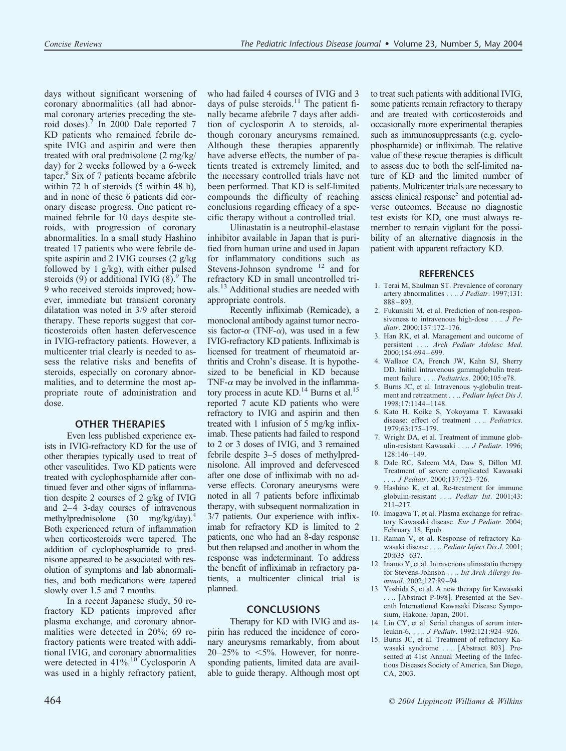days without significant worsening of coronary abnormalities (all had abnormal coronary arteries preceding the steroid doses).[7] In 2000 Dale reported 7 KD patients who remained febrile despite IVIG and aspirin and were then treated with oral prednisolone (2 mg/kg/day) for 2 weeks followed by a 6-week taper.[8] Six of 7 patients became afebrile within 72 h of steroids (5 within 48 h), and in none of these 6 patients did coronary disease progress. One patient remained febrile for 10 days despite steroids, with progression of coronary abnormalities. In a small study Hashino treated 17 patients who were febrile despite aspirin and 2 IVIG courses (2 g/kg followed by 1 g/kg), with either pulsed steroids (9) or additional IVIG (8).[9] The 9 who received steroids improved; however, immediate but transient coronary dilatation was noted in 3/9 after steroid therapy. These reports suggest that corticosteroids often hasten defervescence in IVIG-refractory patients. However, a multicenter trial clearly is needed to assess the relative risks and benefits of steroids, especially on coronary abnormalities, and to determine the most appropriate route of administration and dose.

## OTHER THERAPIES

Even less published experience exists in IVIG-refractory KD for the use of other therapies typically used to treat of other vasculitides. Two KD patients were treated with cyclophosphamide after continued fever and other signs of inflammation despite 2 courses of 2 g/kg of IVIG and 2–4 3-day courses of intravenous methylprednisolone (30 mg/kg/day).[4] Both experienced return of inflammation when corticosteroids were tapered. The addition of cyclophosphamide to prednisone appeared to be associated with resolution of symptoms and lab abnormalities, and both medications were tapered slowly over 1.5 and 7 months.

In a recent Japanese study, 50 refractory KD patients improved after plasma exchange, and coronary abnormalities were detected in 20%; 69 refractory patients were treated with additional IVIG, and coronary abnormalities were detected in 41%.[10] Cyclosporin A was used in a highly refractory patient, who had failed 4 courses of IVIG and 3 days of pulse steroids.[11] The patient finally became afebrile 7 days after addition of cyclosporin A to steroids, although coronary aneurysms remained. Although these therapies apparently have adverse effects, the number of patients treated is extremely limited, and the necessary controlled trials have not been performed. That KD is self-limited compounds the difficulty of reaching conclusions regarding efficacy of a specific therapy without a controlled trial.

Ulinastatin is a neutrophil-elastase inhibitor available in Japan that is purified from human urine and used in Japan for inflammatory conditions such as Stevens-Johnson syndrome [12] and for refractory KD in small uncontrolled trials.[13] Additional studies are needed with appropriate controls.

Recently infliximab (Remicade), a monoclonal antibody against tumor necrosis factor-$\alpha$ (TNF-$\alpha$), was used in a few IVIG-refractory KD patients. Infliximab is licensed for treatment of rheumatoid arthritis and Crohn's disease. It is hypothesized to be beneficial in KD because TNF-$\alpha$ may be involved in the inflammatory process in acute KD.[14] Burns et al.[15] reported 7 acute KD patients who were refractory to IVIG and aspirin and then treated with 1 infusion of 5 mg/kg infliximab. These patients had failed to respond to 2 or 3 doses of IVIG, and 3 remained febrile despite 3–5 doses of methylprednisolone. All improved and defervesced after one dose of infliximab with no adverse effects. Coronary aneurysms were noted in all 7 patients before infliximab therapy, with subsequent normalization in 3/7 patients. Our experience with infliximab for refractory KD is limited to 2 patients, one who had an 8-day response but then relapsed and another in whom the response was indeterminant. To address the benefit of infliximab in refractory patients, a multicenter clinical trial is planned.

## CONCLUSIONS

Therapy for KD with IVIG and aspirin has reduced the incidence of coronary aneurysms remarkably, from about 20–25% to <5%. However, for nonresponding patients, limited data are available to guide therapy. Although most opt to treat such patients with additional IVIG, some patients remain refractory to therapy and are treated with corticosteroids and occasionally more experimental therapies such as immunosuppressants (e.g. cyclophosphamide) or infliximab. The relative value of these rescue therapies is difficult to assess due to both the self-limited nature of KD and the limited number of patients. Multicenter trials are necessary to assess clinical response[5] and potential adverse outcomes. Because no diagnostic test exists for KD, one must always remember to remain vigilant for the possibility of an alternative diagnosis in the patient with apparent refractory KD.

## REFERENCES

1. Terai M, Shulman ST. Prevalence of coronary artery abnormalities . . .. *J Pediatr*. 1997;131: 888–893.
2. Fukunishi M, et al. Prediction of non-responsiveness to intravenous high-dose . . .. *J Pediatr*. 2000;137:172–176.
3. Han RK, et al. Management and outcome of persistent . . .. *Arch Pediatr Adolesc Med*. 2000;154:694–699.
4. Wallace CA, French JW, Kahn SJ, Sherry DD. Initial intravenous gammaglobulin treatment failure . . .. *Pediatrics*. 2000;105:e78.
5. Burns JC, et al. Intravenous $\gamma$-globulin treatment and retreatment . . .. *Pediatr Infect Dis J*. 1998;17:1144–1148.
6. Kato H. Koike S, Yokoyama T. Kawasaki disease: effect of treatment . . .. *Pediatrics*. 1979;63:175–179.
7. Wright DA, et al. Treatment of immune globulin-resistant Kawasaki . . .. *J Pediatr*. 1996; 128:146–149.
8. Dale RC, Saleem MA, Daw S, Dillon MJ. Treatment of severe complicated Kawasaki . . .. *J Pediatr*. 2000;137:723–726.
9. Hashino K, et al. Re-treatment for immune globulin-resistant . . .. *Pediatr Int*. 2001;43: 211–217.
10. Imagawa T, et al. Plasma exchange for refractory Kawasaki disease. *Eur J Pediatr.* 2004; February 18, Epub.
11. Raman V, et al. Response of refractory Kawasaki disease . . .. *Pediatr Infect Dis J*. 2001; 20:635–637.
12. Inamo Y, et al. Intravenous ulinastatin therapy for Stevens-Johnson . . .. *Int Arch Allergy Immunol*. 2002;127:89–94.
13. Yoshida S, et al. A new therapy for Kawasaki . . .. [Abstract P-098]. Presented at the Seventh International Kawasaki Disease Symposium, Hakone, Japan, 2001.
14. Lin CY, et al. Serial changes of serum interleukin-6, . . .. *J Pediatr*. 1992;121:924–926.
15. Burns JC, et al. Treatment of refractory Kawasaki syndrome . . .. [Abstract 803]. Presented at 41st Annual Meeting of the Infectious Diseases Society of America, San Diego, CA, 2003.